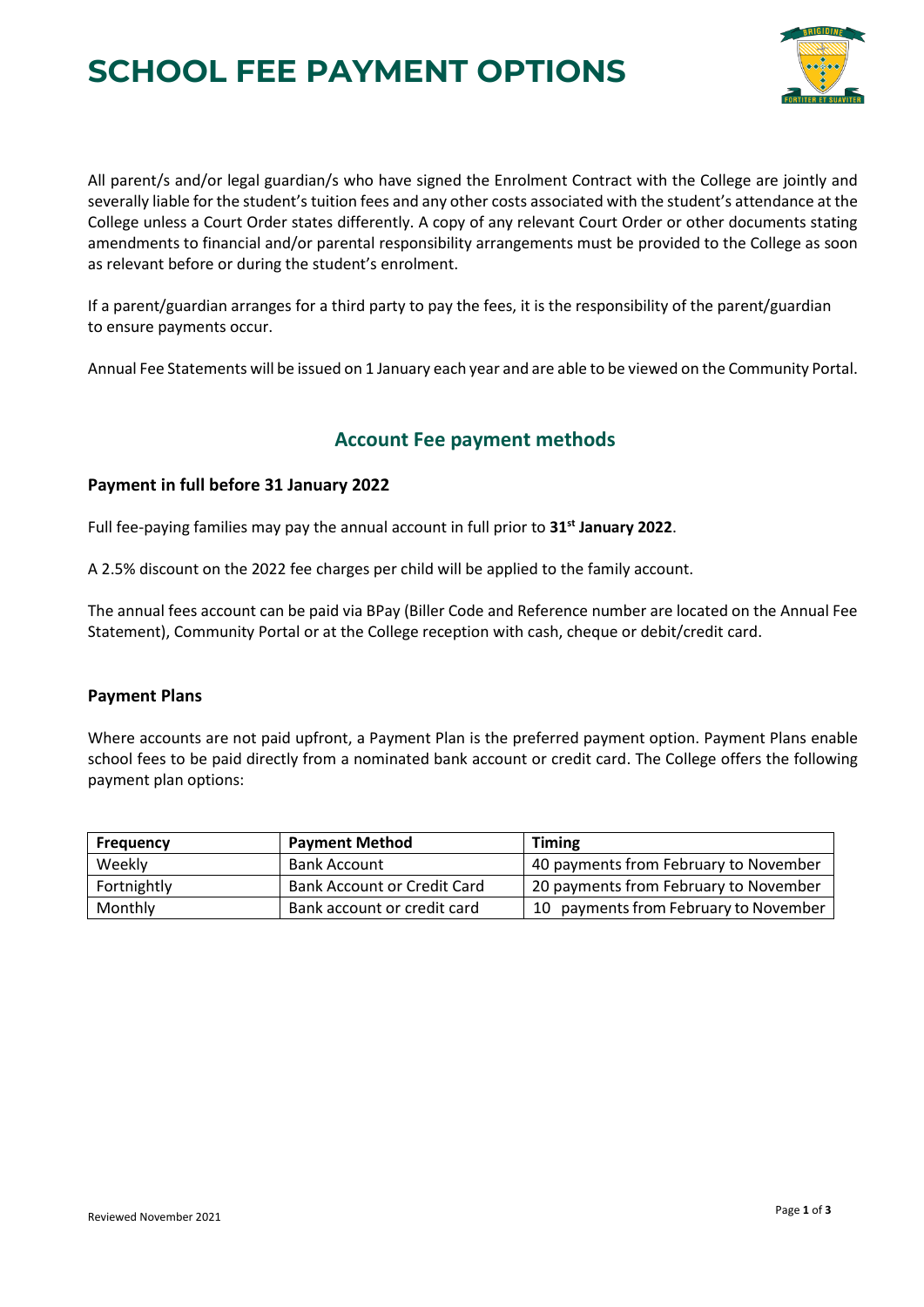# SCHOOL FEE PAYMENT OPTIONS

All parent/s and/or legal guardian/s who have signed the Enrolment Contract with the College are jointly and severally liable for the student's tuition fees and any other costs associated with the student's attendance at the College unless a Court Order states differently. A copy of any relevant Court Order or other documents stating amendments to financial and/or parental responsibility arrangements must be provided to the College as soon as relevant before or during the student's enrolment.

If a parent/guardian arranges for a third party to pay the fees, it is the responsibility of the parent/guardian to ensure payments occur.

Annual Fee Statements will be issued on 1 January each year and are able to be viewed on the Community Portal.

## Account Fee payment methods

### Payment in full before 31 January 2022

Full fee-paying families may pay the annual account in full prior to **31st January 2022**.

A 2.5% discount on the 2022 fee charges per child will be applied to the family account.

The annual fees account can be paid via BPay (Biller Code and Reference number are located on the Annual Fee Statement), Community Portal or at the College reception with cash, cheque or debit/credit card.

### Payment Plans

Where accounts are not paid upfront, a Payment Plan is the preferred payment option. Payment Plans enable school fees to be paid directly from a nominated bank account or credit card. The College offers the following payment plan options:

| Frequency | Payment Method | Timing |
| --- | --- | --- |
| Weekly | Bank Account | 40 payments from February to November |
| Fortnightly | Bank Account or Credit Card | 20 payments from February to November |
| Monthly | Bank account or credit card | 10 payments from February to November |

Reviewed November 2021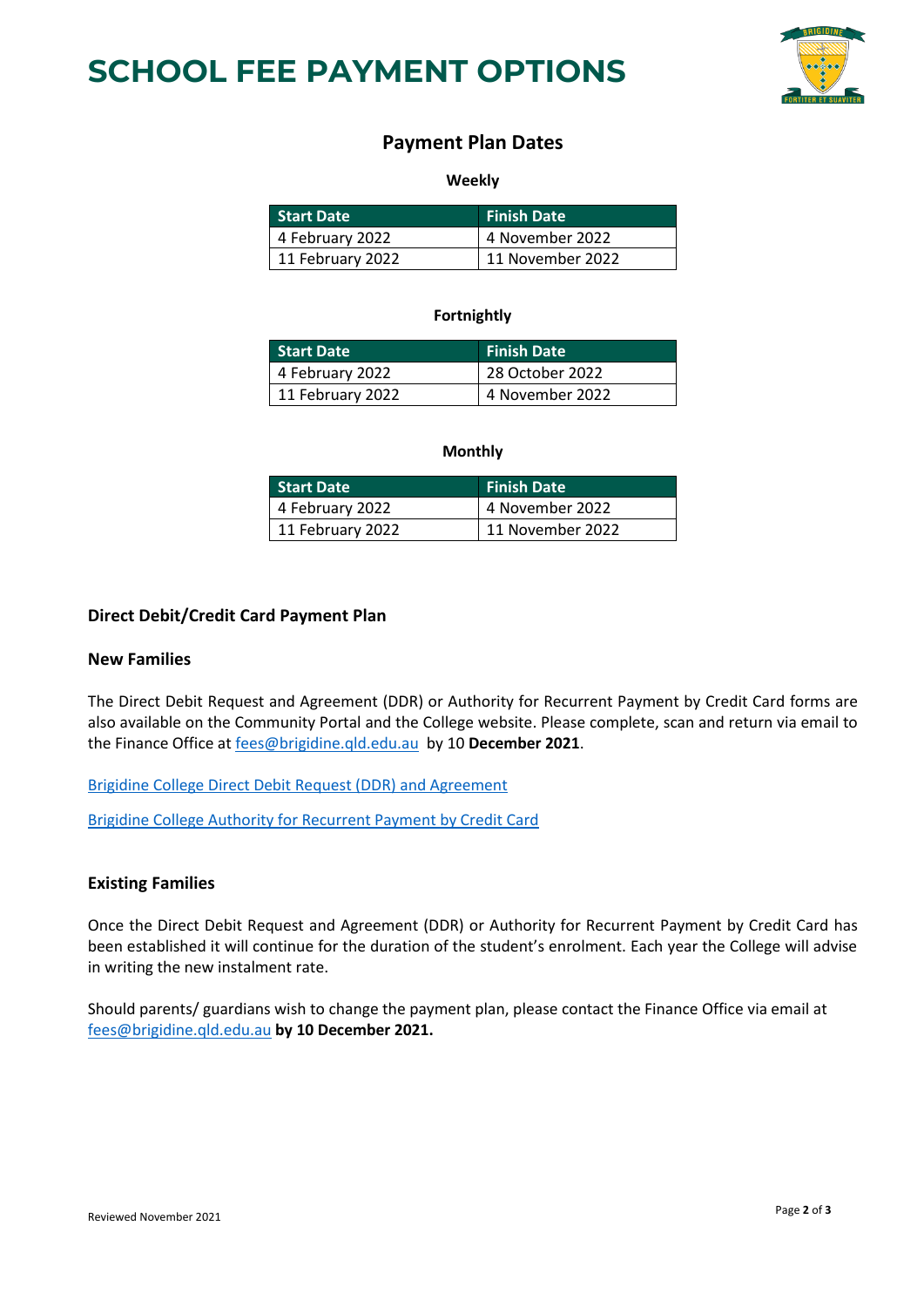# SCHOOL FEE PAYMENT OPTIONS

## Payment Plan Dates

**Weekly**

| Start Date | Finish Date |
|---|---|
| 4 February 2022 | 4 November 2022 |
| 11 February 2022 | 11 November 2022 |

**Fortnightly**

| Start Date | Finish Date |
|---|---|
| 4 February 2022 | 28 October 2022 |
| 11 February 2022 | 4 November 2022 |

**Monthly**

| Start Date | Finish Date |
|---|---|
| 4 February 2022 | 4 November 2022 |
| 11 February 2022 | 11 November 2022 |

### Direct Debit/Credit Card Payment Plan

### New Families

The Direct Debit Request and Agreement (DDR) or Authority for Recurrent Payment by Credit Card forms are also available on the Community Portal and the College website. Please complete, scan and return via email to the Finance Office at fees@brigidine.qld.edu.au by 10 **December 2021**.

Brigidine College Direct Debit Request (DDR) and Agreement

Brigidine College Authority for Recurrent Payment by Credit Card

### Existing Families

Once the Direct Debit Request and Agreement (DDR) or Authority for Recurrent Payment by Credit Card has been established it will continue for the duration of the student's enrolment. Each year the College will advise in writing the new instalment rate.

Should parents/ guardians wish to change the payment plan, please contact the Finance Office via email at fees@brigidine.qld.edu.au **by 10 December 2021.**

Reviewed November 2021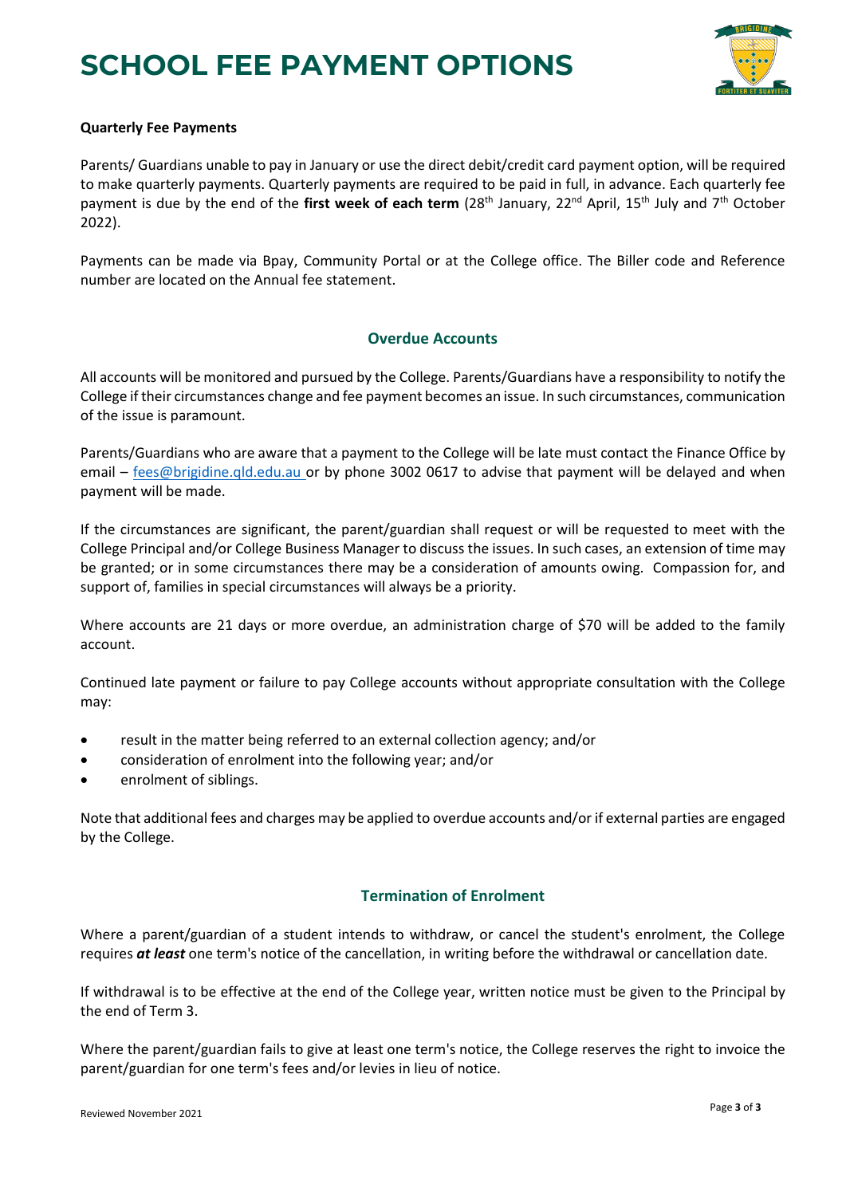# SCHOOL FEE PAYMENT OPTIONS

**Quarterly Fee Payments**

Parents/ Guardians unable to pay in January or use the direct debit/credit card payment option, will be required to make quarterly payments. Quarterly payments are required to be paid in full, in advance. Each quarterly fee payment is due by the end of the **first week of each term** (28th January, 22nd April, 15th July and 7th October 2022).

Payments can be made via Bpay, Community Portal or at the College office. The Biller code and Reference number are located on the Annual fee statement.

## Overdue Accounts

All accounts will be monitored and pursued by the College. Parents/Guardians have a responsibility to notify the College if their circumstances change and fee payment becomes an issue. In such circumstances, communication of the issue is paramount.

Parents/Guardians who are aware that a payment to the College will be late must contact the Finance Office by email – fees@brigidine.qld.edu.au or by phone 3002 0617 to advise that payment will be delayed and when payment will be made.

If the circumstances are significant, the parent/guardian shall request or will be requested to meet with the College Principal and/or College Business Manager to discuss the issues. In such cases, an extension of time may be granted; or in some circumstances there may be a consideration of amounts owing. Compassion for, and support of, families in special circumstances will always be a priority.

Where accounts are 21 days or more overdue, an administration charge of $70 will be added to the family account.

Continued late payment or failure to pay College accounts without appropriate consultation with the College may:

- result in the matter being referred to an external collection agency; and/or
- consideration of enrolment into the following year; and/or
- enrolment of siblings.

Note that additional fees and charges may be applied to overdue accounts and/or if external parties are engaged by the College.

## Termination of Enrolment

Where a parent/guardian of a student intends to withdraw, or cancel the student's enrolment, the College requires ***at least*** one term's notice of the cancellation, in writing before the withdrawal or cancellation date.

If withdrawal is to be effective at the end of the College year, written notice must be given to the Principal by the end of Term 3.

Where the parent/guardian fails to give at least one term's notice, the College reserves the right to invoice the parent/guardian for one term's fees and/or levies in lieu of notice.

Reviewed November 2021